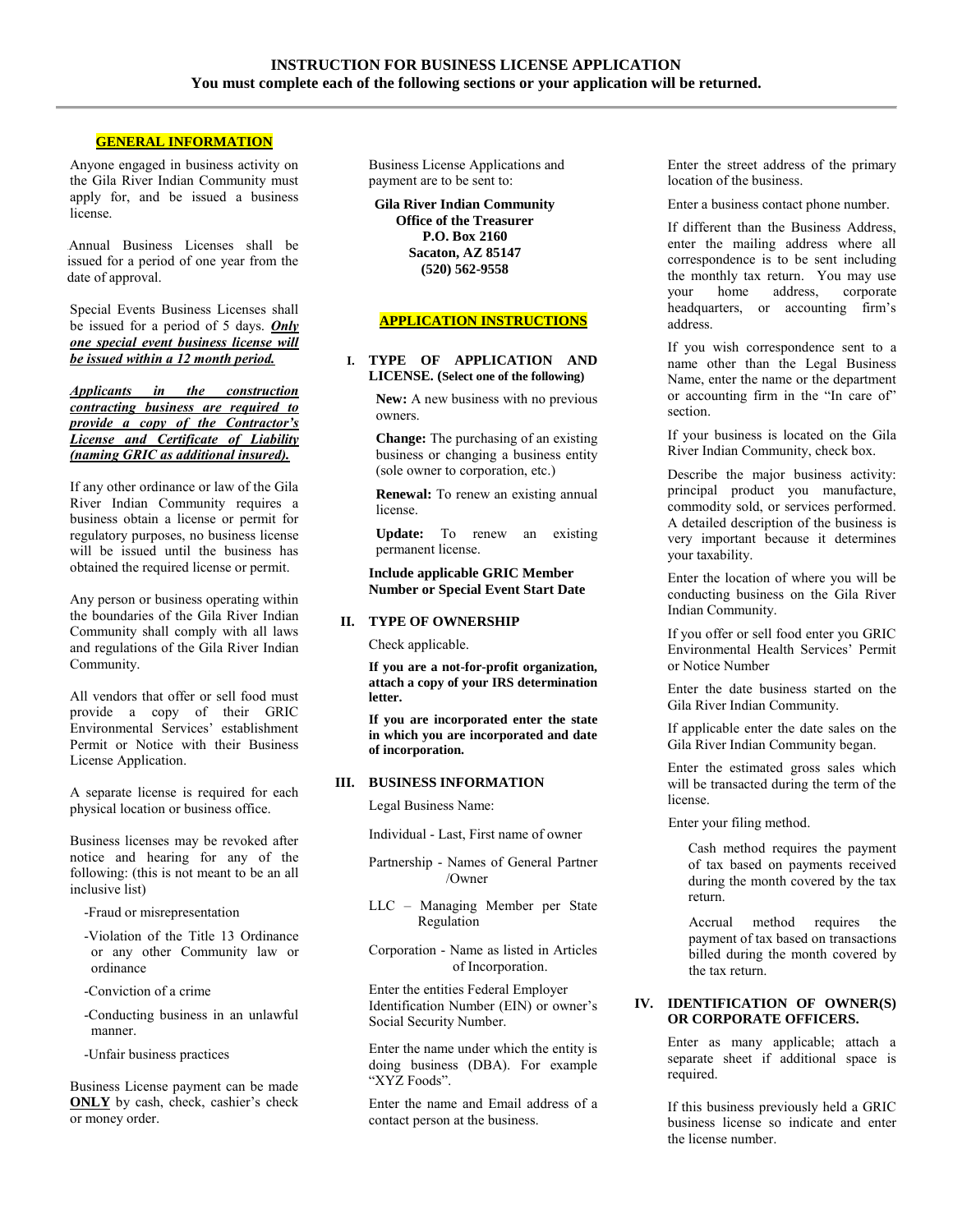# INSTRUCTION FOR BUSINESS LICENSE APPLICATION

**You must complete each of the following sections or your application will be returned.**

## GENERAL INFORMATION

Anyone engaged in business activity on the Gila River Indian Community must apply for, and be issued a business license.

Annual Business Licenses shall be issued for a period of one year from the date of approval.

Special Events Business Licenses shall be issued for a period of 5 days. ***Only one special event business license will be issued within a 12 month period.***

***Applicants in the construction contracting business are required to provide a copy of the Contractor's License and Certificate of Liability (naming GRIC as additional insured).***

If any other ordinance or law of the Gila River Indian Community requires a business obtain a license or permit for regulatory purposes, no business license will be issued until the business has obtained the required license or permit.

Any person or business operating within the boundaries of the Gila River Indian Community shall comply with all laws and regulations of the Gila River Indian Community.

All vendors that offer or sell food must provide a copy of their GRIC Environmental Services' establishment Permit or Notice with their Business License Application.

A separate license is required for each physical location or business office.

Business licenses may be revoked after notice and hearing for any of the following: (this is not meant to be an all inclusive list)

- Fraud or misrepresentation
- Violation of the Title 13 Ordinance or any other Community law or ordinance
- Conviction of a crime
- Conducting business in an unlawful manner.
- Unfair business practices

Business License payment can be made **ONLY** by cash, check, cashier's check or money order.

Business License Applications and payment are to be sent to:

**Gila River Indian Community**
**Office of the Treasurer**
**P.O. Box 2160**
**Sacaton, AZ 85147**
**(520) 562-9558**

## APPLICATION INSTRUCTIONS

### I. TYPE OF APPLICATION AND LICENSE. (Select one of the following)

**New:** A new business with no previous owners.

**Change:** The purchasing of an existing business or changing a business entity (sole owner to corporation, etc.)

**Renewal:** To renew an existing annual license.

**Update:** To renew an existing permanent license.

**Include applicable GRIC Member Number or Special Event Start Date**

### II. TYPE OF OWNERSHIP

Check applicable.

**If you are a not-for-profit organization, attach a copy of your IRS determination letter.**

**If you are incorporated enter the state in which you are incorporated and date of incorporation.**

### III. BUSINESS INFORMATION

Legal Business Name:

Individual - Last, First name of owner

Partnership - Names of General Partner /Owner

LLC – Managing Member per State Regulation

Corporation - Name as listed in Articles of Incorporation.

Enter the entities Federal Employer Identification Number (EIN) or owner's Social Security Number.

Enter the name under which the entity is doing business (DBA). For example "XYZ Foods".

Enter the name and Email address of a contact person at the business.

Enter the street address of the primary location of the business.

Enter a business contact phone number.

If different than the Business Address, enter the mailing address where all correspondence is to be sent including the monthly tax return. You may use your home address, corporate headquarters, or accounting firm's address.

If you wish correspondence sent to a name other than the Legal Business Name, enter the name or the department or accounting firm in the "In care of" section.

If your business is located on the Gila River Indian Community, check box.

Describe the major business activity: principal product you manufacture, commodity sold, or services performed. A detailed description of the business is very important because it determines your taxability.

Enter the location of where you will be conducting business on the Gila River Indian Community.

If you offer or sell food enter you GRIC Environmental Health Services' Permit or Notice Number

Enter the date business started on the Gila River Indian Community.

If applicable enter the date sales on the Gila River Indian Community began.

Enter the estimated gross sales which will be transacted during the term of the license.

Enter your filing method.

Cash method requires the payment of tax based on payments received during the month covered by the tax return.

Accrual method requires the payment of tax based on transactions billed during the month covered by the tax return.

### IV. IDENTIFICATION OF OWNER(S) OR CORPORATE OFFICERS.

Enter as many applicable; attach a separate sheet if additional space is required.

If this business previously held a GRIC business license so indicate and enter the license number.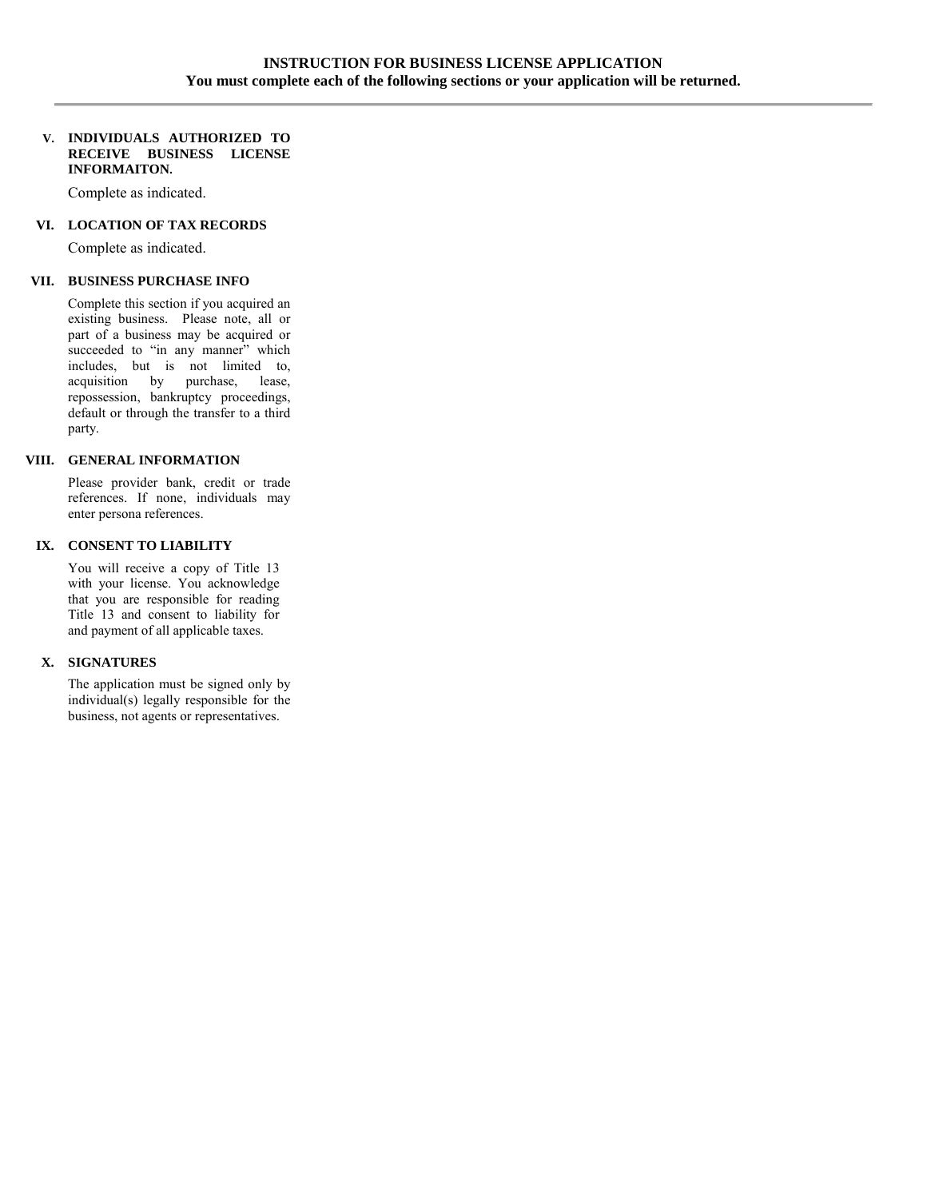# INSTRUCTION FOR BUSINESS LICENSE APPLICATION

**You must complete each of the following sections or your application will be returned.**

---

### V. INDIVIDUALS AUTHORIZED TO RECEIVE BUSINESS LICENSE INFORMAITON.

Complete as indicated.

### VI. LOCATION OF TAX RECORDS

Complete as indicated.

### VII. BUSINESS PURCHASE INFO

Complete this section if you acquired an existing business. Please note, all or part of a business may be acquired or succeeded to "in any manner" which includes, but is not limited to, acquisition by purchase, lease, repossession, bankruptcy proceedings, default or through the transfer to a third party.

### VIII. GENERAL INFORMATION

Please provider bank, credit or trade references. If none, individuals may enter persona references.

### IX. CONSENT TO LIABILITY

You will receive a copy of Title 13 with your license. You acknowledge that you are responsible for reading Title 13 and consent to liability for and payment of all applicable taxes.

### X. SIGNATURES

The application must be signed only by individual(s) legally responsible for the business, not agents or representatives.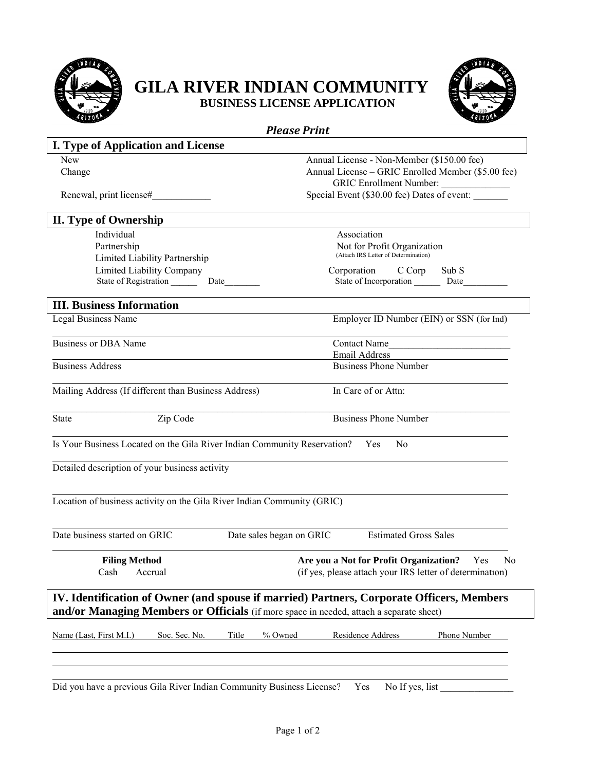# GILA RIVER INDIAN COMMUNITY

## BUSINESS LICENSE APPLICATION

***Please Print***

## I. Type of Application and License

New

Change

Renewal, print license#____________

Annual License - Non-Member ($150.00 fee)

Annual License – GRIC Enrolled Member ($5.00 fee)

GRIC Enrollment Number: ______________

Special Event ($30.00 fee) Dates of event: _______

## II. Type of Ownership

Individual

Partnership

Limited Liability Partnership

Limited Liability Company

State of Registration ______ Date________

Association

Not for Profit Organization

(Attach IRS Letter of Determination)

Corporation C Corp Sub S

State of Incorporation ______ Date__________

## III. Business Information

Legal Business Name

Employer ID Number (EIN) or SSN (for Ind)

Business or DBA Name

Contact Name__________________________

Email Address

Business Address

Business Phone Number

Mailing Address (If different than Business Address)

In Care of or Attn:

State Zip Code

Business Phone Number

Is Your Business Located on the Gila River Indian Community Reservation? Yes No

Detailed description of your business activity

Location of business activity on the Gila River Indian Community (GRIC)

Date business started on GRIC Date sales began on GRIC Estimated Gross Sales

**Filing Method**

Cash Accrual

**Are you a Not for Profit Organization?** Yes No

(if yes, please attach your IRS letter of determination)

## IV. Identification of Owner (and spouse if married) Partners, Corporate Officers, Members and/or Managing Members or Officials (if more space in needed, attach a separate sheet)

| Name (Last, First M.I.) | Soc. Sec. No. | Title | % Owned | Residence Address | Phone Number |
|---|---|---|---|---|---|
| | | | | | |
| | | | | | |
| | | | | | |

Did you have a previous Gila River Indian Community Business License? Yes No If yes, list _______________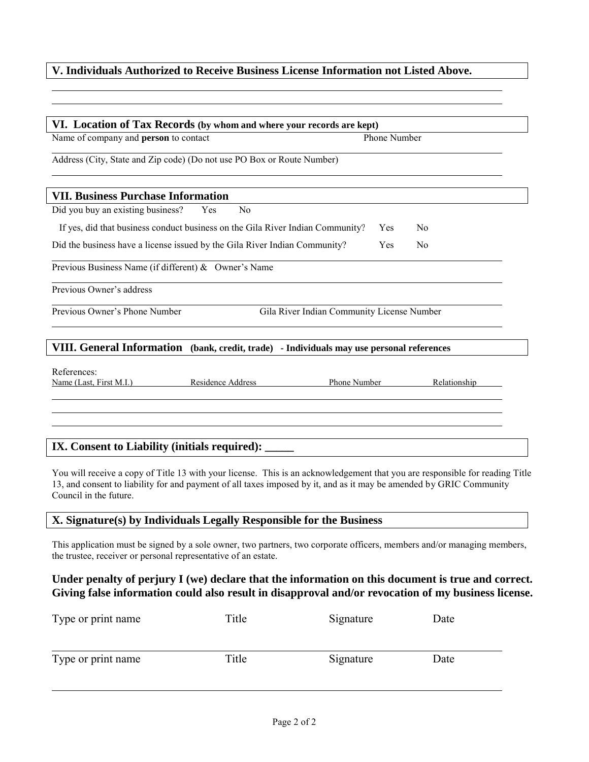## V. Individuals Authorized to Receive Business License Information not Listed Above.

## VI. Location of Tax Records (by whom and where your records are kept)

Name of company and **person** to contact                                        Phone Number

Address (City, State and Zip code) (Do not use PO Box or Route Number)

## VII. Business Purchase Information

Did you buy an existing business?   Yes   No

If yes, did that business conduct business on the Gila River Indian Community?   Yes   No

Did the business have a license issued by the Gila River Indian Community?   Yes   No

Previous Business Name (if different) & Owner's Name

Previous Owner's address

Previous Owner's Phone Number                    Gila River Indian Community License Number

## VIII. General Information (bank, credit, trade) - Individuals may use personal references

References:

| Name (Last, First M.I.) | Residence Address | Phone Number | Relationship |
|---|---|---|---|
| | | | |
| | | | |
| | | | |

## IX. Consent to Liability (initials required): _____

You will receive a copy of Title 13 with your license. This is an acknowledgement that you are responsible for reading Title 13, and consent to liability for and payment of all taxes imposed by it, and as it may be amended by GRIC Community Council in the future.

## X. Signature(s) by Individuals Legally Responsible for the Business

This application must be signed by a sole owner, two partners, two corporate officers, members and/or managing members, the trustee, receiver or personal representative of an estate.

**Under penalty of perjury I (we) declare that the information on this document is true and correct. Giving false information could also result in disapproval and/or revocation of my business license.**

| Type or print name | Title | Signature | Date |
|---|---|---|---|
| | | | |
| Type or print name | Title | Signature | Date |
| | | | |